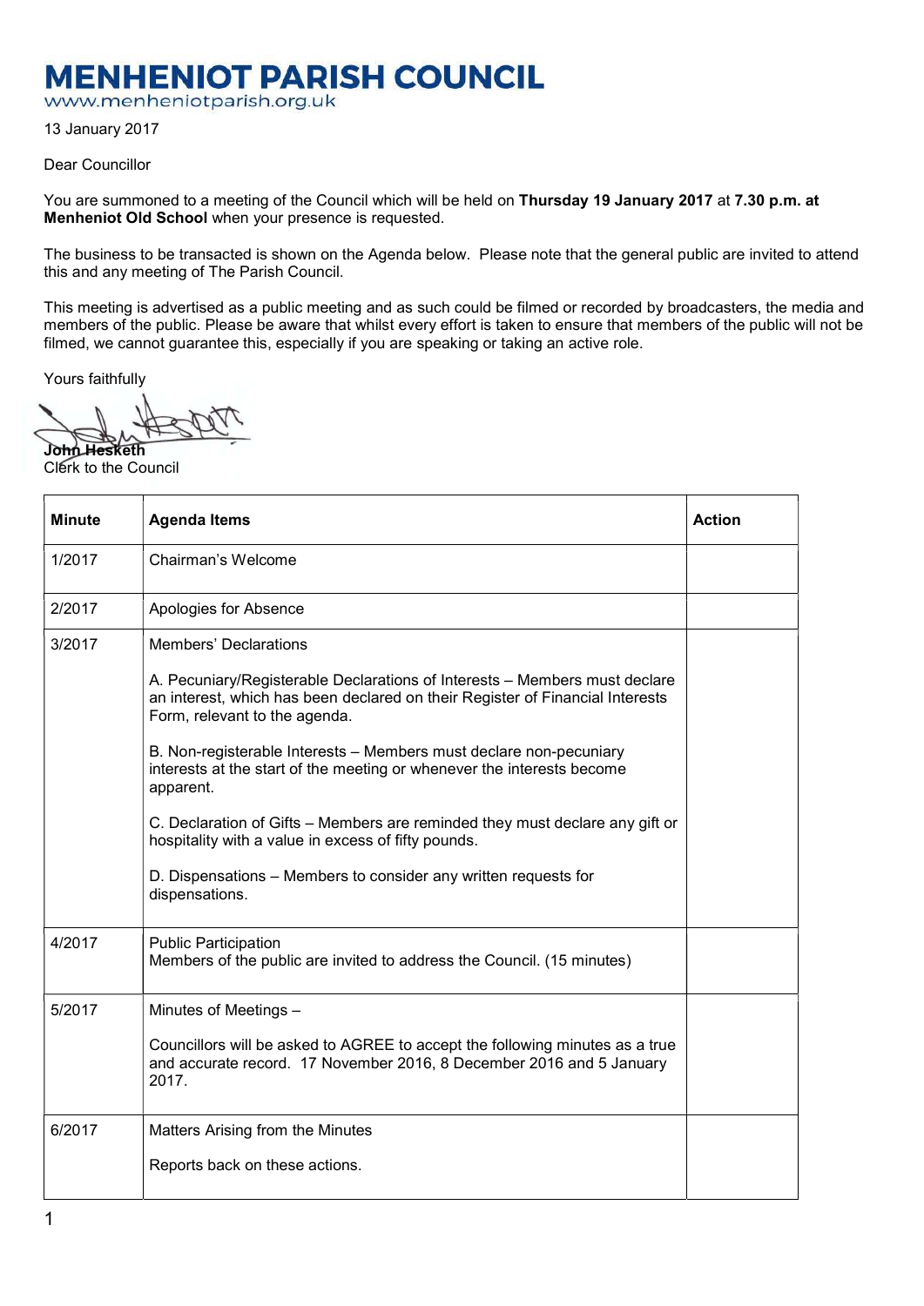# MENHENIOT PARISH COUNCIL

www.menheniotparish.org.uk

13 January 2017

Dear Councillor

You are summoned to a meeting of the Council which will be held on **Thursday 19 January 2017** at **7.30 p.m. at Menheniot Old School** when your presence is requested.

The business to be transacted is shown on the Agenda below. Please note that the general public are invited to attend this and any meeting of The Parish Council.

This meeting is advertised as a public meeting and as such could be filmed or recorded by broadcasters, the media and members of the public. Please be aware that whilst every effort is taken to ensure that members of the public will not be filmed, we cannot guarantee this, especially if you are speaking or taking an active role.

Yours faithfully

**John Hesketh**
Clerk to the Council

| Minute | Agenda Items | Action |
|---|---|---|
| 1/2017 | Chairman's Welcome | |
| 2/2017 | Apologies for Absence | |
| 3/2017 | Members' Declarations<br><br>A. Pecuniary/Registerable Declarations of Interests – Members must declare an interest, which has been declared on their Register of Financial Interests Form, relevant to the agenda.<br><br>B. Non-registerable Interests – Members must declare non-pecuniary interests at the start of the meeting or whenever the interests become apparent.<br><br>C. Declaration of Gifts – Members are reminded they must declare any gift or hospitality with a value in excess of fifty pounds.<br><br>D. Dispensations – Members to consider any written requests for dispensations. | |
| 4/2017 | Public Participation<br>Members of the public are invited to address the Council. (15 minutes) | |
| 5/2017 | Minutes of Meetings –<br><br>Councillors will be asked to AGREE to accept the following minutes as a true and accurate record. 17 November 2016, 8 December 2016 and 5 January 2017. | |
| 6/2017 | Matters Arising from the Minutes<br><br>Reports back on these actions. | |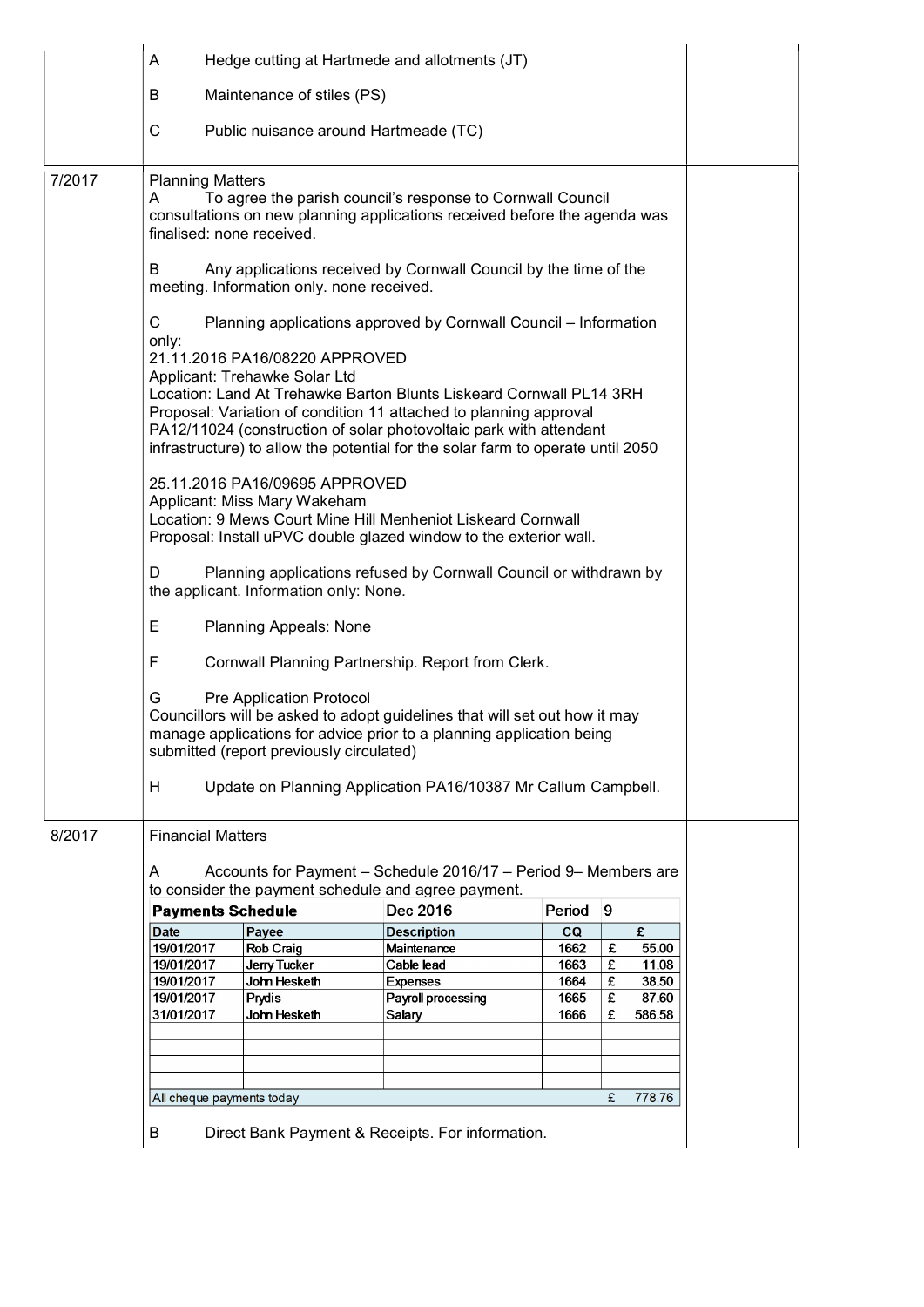| | | |
|---|---|---|
| | A Hedge cutting at Hartmede and allotments (JT)<br><br>B Maintenance of stiles (PS)<br><br>C Public nuisance around Hartmeade (TC) | |
| 7/2017 | Planning Matters<br>A To agree the parish council's response to Cornwall Council consultations on new planning applications received before the agenda was finalised: none received.<br><br>B Any applications received by Cornwall Council by the time of the meeting. Information only. none received.<br><br>C Planning applications approved by Cornwall Council – Information only:<br>21.11.2016 PA16/08220 APPROVED<br>Applicant: Trehawke Solar Ltd<br>Location: Land At Trehawke Barton Blunts Liskeard Cornwall PL14 3RH<br>Proposal: Variation of condition 11 attached to planning approval PA12/11024 (construction of solar photovoltaic park with attendant infrastructure) to allow the potential for the solar farm to operate until 2050<br><br>25.11.2016 PA16/09695 APPROVED<br>Applicant: Miss Mary Wakeham<br>Location: 9 Mews Court Mine Hill Menheniot Liskeard Cornwall<br>Proposal: Install uPVC double glazed window to the exterior wall.<br><br>D Planning applications refused by Cornwall Council or withdrawn by the applicant. Information only: None.<br><br>E Planning Appeals: None<br><br>F Cornwall Planning Partnership. Report from Clerk.<br><br>G Pre Application Protocol<br>Councillors will be asked to adopt guidelines that will set out how it may manage applications for advice prior to a planning application being submitted (report previously circulated)<br><br>H Update on Planning Application PA16/10387 Mr Callum Campbell. | |
| 8/2017 | Financial Matters<br><br>A Accounts for Payment – Schedule 2016/17 – Period 9– Members are to consider the payment schedule and agree payment. | |

**Payments Schedule** — Dec 2016 — Period 9

| Date | Payee | Description | CQ | £ |
|---|---|---|---|---|
| 19/01/2017 | Rob Craig | Maintenance | 1662 | £ 55.00 |
| 19/01/2017 | Jerry Tucker | Cable lead | 1663 | £ 11.08 |
| 19/01/2017 | John Hesketh | Expenses | 1664 | £ 38.50 |
| 19/01/2017 | Prydis | Payroll processing | 1665 | £ 87.60 |
| 31/01/2017 | John Hesketh | Salary | 1666 | £ 586.58 |
| | | | | |
| | | | | |
| | | | | |
| | | | | |
| All cheque payments today | | | | £ 778.76 |

B Direct Bank Payment & Receipts. For information.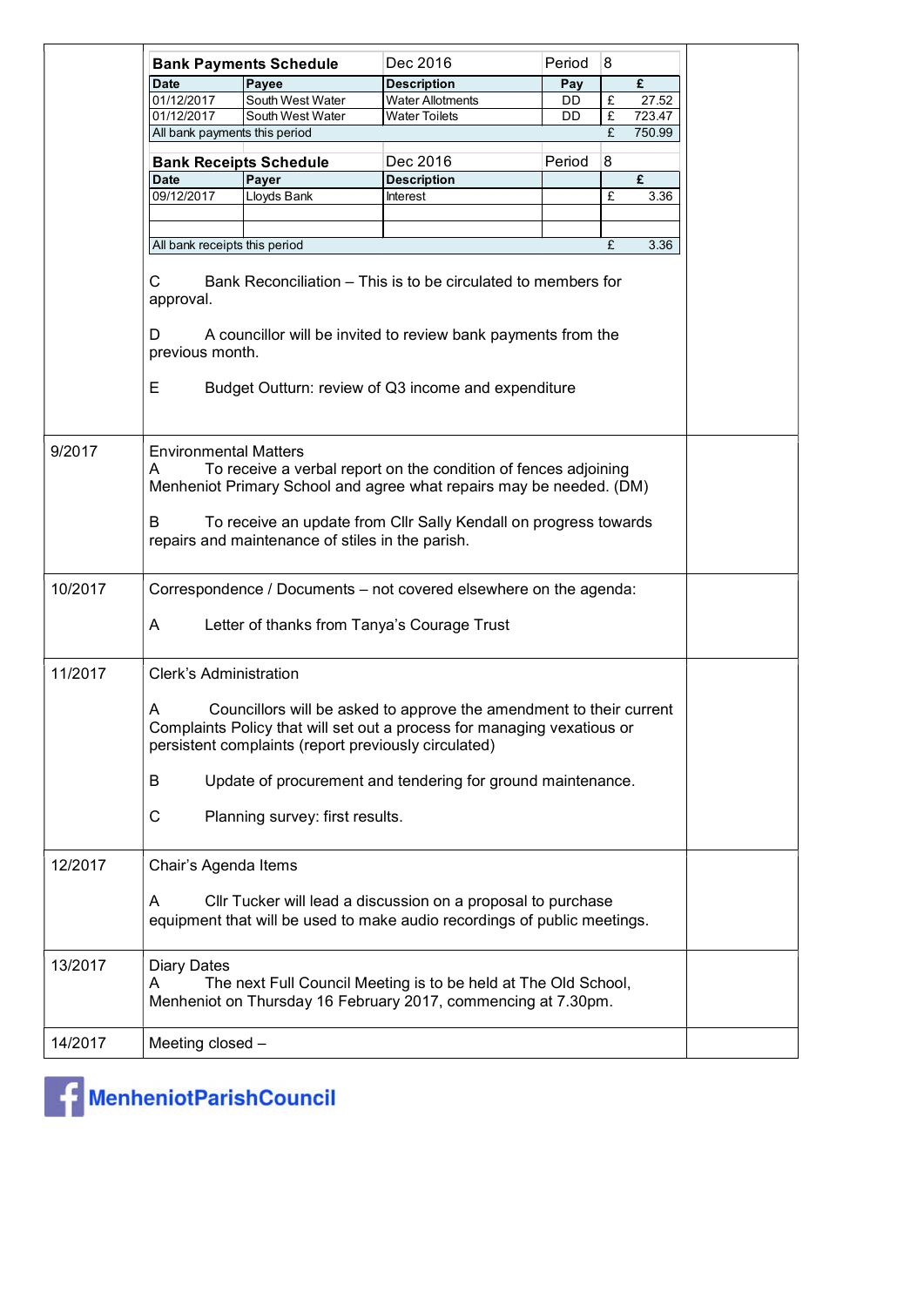| | | |
|---|---|---|
| | **Bank Payments Schedule** Dec 2016 Period 8<br><br>\| Date \| Payee \| Description \| Pay \| £ \|<br>\|---\|---\|---\|---\|---\|<br>\| 01/12/2017 \| South West Water \| Water Allotments \| DD \| £ 27.52 \|<br>\| 01/12/2017 \| South West Water \| Water Toilets \| DD \| £ 723.47 \|<br>\| All bank payments this period \| \| \| \| £ 750.99 \|<br><br>**Bank Receipts Schedule** Dec 2016 Period 8<br><br>\| Date \| Payer \| Description \| \| £ \|<br>\|---\|---\|---\|---\|---\|<br>\| 09/12/2017 \| Lloyds Bank \| Interest \| \| £ 3.36 \|<br>\| \| \| \| \| \|<br>\| \| \| \| \| \|<br>\| All bank receipts this period \| \| \| \| £ 3.36 \|<br><br>C Bank Reconciliation – This is to be circulated to members for approval.<br><br>D A councillor will be invited to review bank payments from the previous month.<br><br>E Budget Outturn: review of Q3 income and expenditure | |
| 9/2017 | Environmental Matters<br>A To receive a verbal report on the condition of fences adjoining Menheniot Primary School and agree what repairs may be needed. (DM)<br><br>B To receive an update from Cllr Sally Kendall on progress towards repairs and maintenance of stiles in the parish. | |
| 10/2017 | Correspondence / Documents – not covered elsewhere on the agenda:<br><br>A Letter of thanks from Tanya's Courage Trust | |
| 11/2017 | Clerk's Administration<br><br>A Councillors will be asked to approve the amendment to their current Complaints Policy that will set out a process for managing vexatious or persistent complaints (report previously circulated)<br><br>B Update of procurement and tendering for ground maintenance.<br><br>C Planning survey: first results. | |
| 12/2017 | Chair's Agenda Items<br><br>A Cllr Tucker will lead a discussion on a proposal to purchase equipment that will be used to make audio recordings of public meetings. | |
| 13/2017 | Diary Dates<br>A The next Full Council Meeting is to be held at The Old School, Menheniot on Thursday 16 February 2017, commencing at 7.30pm. | |
| 14/2017 | Meeting closed – | |

MenheniotParishCouncil